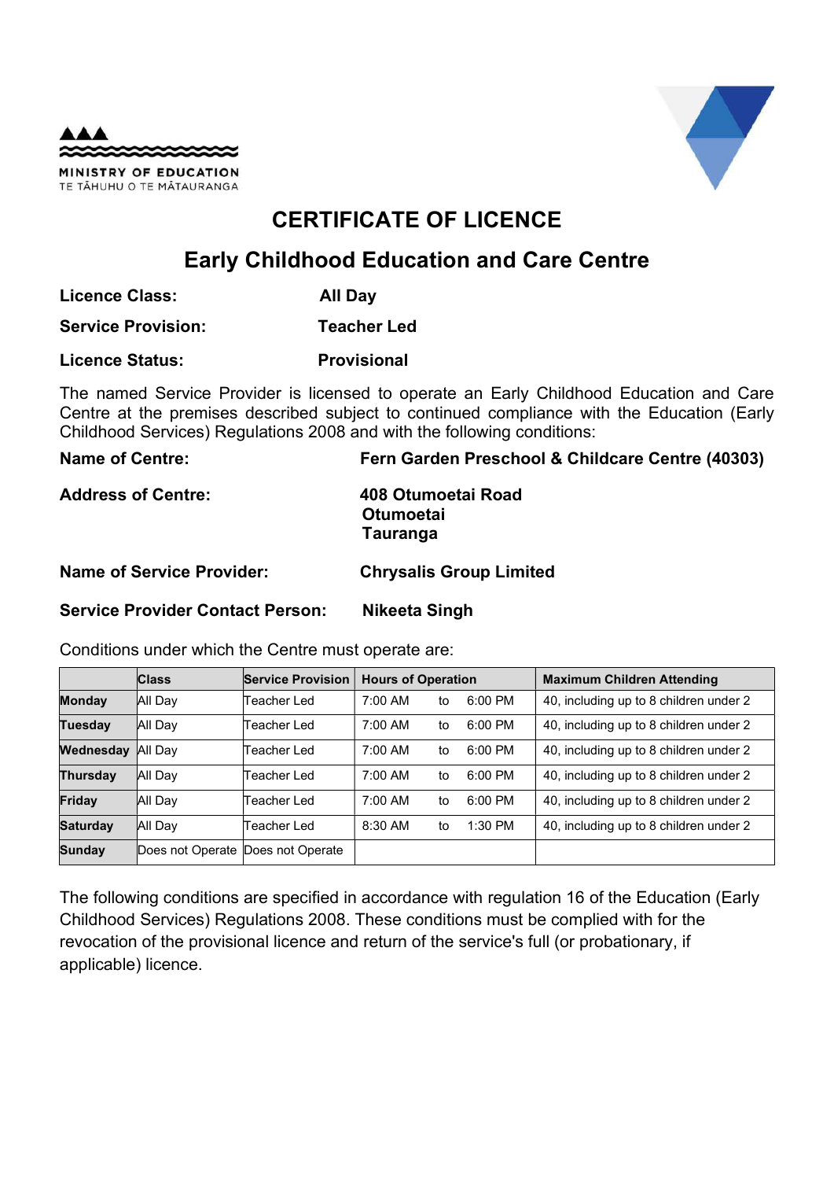MINISTRY OF EDUCATION
TE TĀHUHU O TE MĀTAURANGA

# CERTIFICATE OF LICENCE

## Early Childhood Education and Care Centre

**Licence Class:** **All Day**

**Service Provision:** **Teacher Led**

**Licence Status:** **Provisional**

The named Service Provider is licensed to operate an Early Childhood Education and Care Centre at the premises described subject to continued compliance with the Education (Early Childhood Services) Regulations 2008 and with the following conditions:

**Name of Centre:** **Fern Garden Preschool & Childcare Centre (40303)**

**Address of Centre:** **408 Otumoetai Road**
**Otumoetai**
**Tauranga**

**Name of Service Provider:** **Chrysalis Group Limited**

**Service Provider Contact Person:** **Nikeeta Singh**

Conditions under which the Centre must operate are:

| | Class | Service Provision | Hours of Operation | Maximum Children Attending |
|---|---|---|---|---|
| **Monday** | All Day | Teacher Led | 7:00 AM to 6:00 PM | 40, including up to 8 children under 2 |
| **Tuesday** | All Day | Teacher Led | 7:00 AM to 6:00 PM | 40, including up to 8 children under 2 |
| **Wednesday** | All Day | Teacher Led | 7:00 AM to 6:00 PM | 40, including up to 8 children under 2 |
| **Thursday** | All Day | Teacher Led | 7:00 AM to 6:00 PM | 40, including up to 8 children under 2 |
| **Friday** | All Day | Teacher Led | 7:00 AM to 6:00 PM | 40, including up to 8 children under 2 |
| **Saturday** | All Day | Teacher Led | 8:30 AM to 1:30 PM | 40, including up to 8 children under 2 |
| **Sunday** | Does not Operate | Does not Operate | | |

The following conditions are specified in accordance with regulation 16 of the Education (Early Childhood Services) Regulations 2008. These conditions must be complied with for the revocation of the provisional licence and return of the service's full (or probationary, if applicable) licence.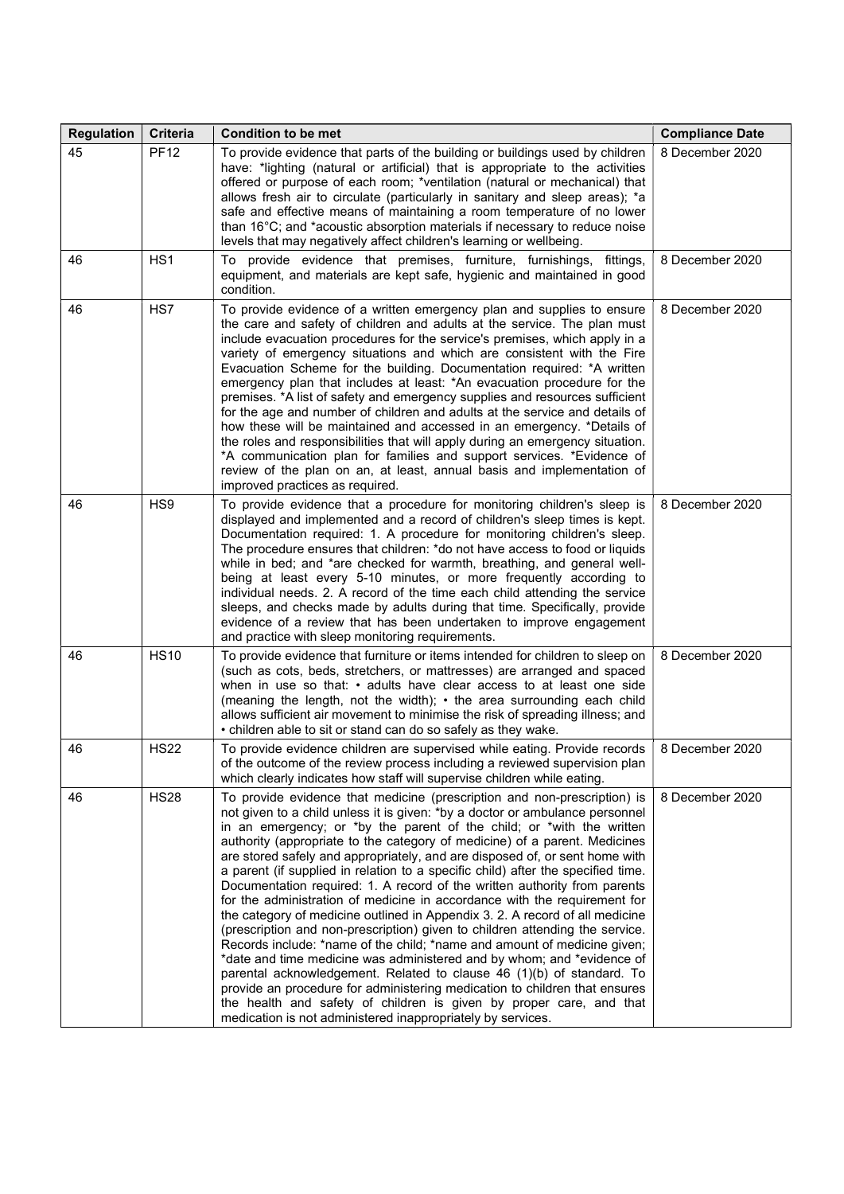| Regulation | Criteria | Condition to be met | Compliance Date |
|---|---|---|---|
| 45 | PF12 | To provide evidence that parts of the building or buildings used by children have: *lighting (natural or artificial) that is appropriate to the activities offered or purpose of each room; *ventilation (natural or mechanical) that allows fresh air to circulate (particularly in sanitary and sleep areas); *a safe and effective means of maintaining a room temperature of no lower than 16°C; and *acoustic absorption materials if necessary to reduce noise levels that may negatively affect children's learning or wellbeing. | 8 December 2020 |
| 46 | HS1 | To provide evidence that premises, furniture, furnishings, fittings, equipment, and materials are kept safe, hygienic and maintained in good condition. | 8 December 2020 |
| 46 | HS7 | To provide evidence of a written emergency plan and supplies to ensure the care and safety of children and adults at the service. The plan must include evacuation procedures for the service's premises, which apply in a variety of emergency situations and which are consistent with the Fire Evacuation Scheme for the building. Documentation required: *A written emergency plan that includes at least: *An evacuation procedure for the premises. *A list of safety and emergency supplies and resources sufficient for the age and number of children and adults at the service and details of how these will be maintained and accessed in an emergency. *Details of the roles and responsibilities that will apply during an emergency situation. *A communication plan for families and support services. *Evidence of review of the plan on an, at least, annual basis and implementation of improved practices as required. | 8 December 2020 |
| 46 | HS9 | To provide evidence that a procedure for monitoring children's sleep is displayed and implemented and a record of children's sleep times is kept. Documentation required: 1. A procedure for monitoring children's sleep. The procedure ensures that children: *do not have access to food or liquids while in bed; and *are checked for warmth, breathing, and general well-being at least every 5-10 minutes, or more frequently according to individual needs. 2. A record of the time each child attending the service sleeps, and checks made by adults during that time. Specifically, provide evidence of a review that has been undertaken to improve engagement and practice with sleep monitoring requirements. | 8 December 2020 |
| 46 | HS10 | To provide evidence that furniture or items intended for children to sleep on (such as cots, beds, stretchers, or mattresses) are arranged and spaced when in use so that: • adults have clear access to at least one side (meaning the length, not the width); • the area surrounding each child allows sufficient air movement to minimise the risk of spreading illness; and • children able to sit or stand can do so safely as they wake. | 8 December 2020 |
| 46 | HS22 | To provide evidence children are supervised while eating. Provide records of the outcome of the review process including a reviewed supervision plan which clearly indicates how staff will supervise children while eating. | 8 December 2020 |
| 46 | HS28 | To provide evidence that medicine (prescription and non-prescription) is not given to a child unless it is given: *by a doctor or ambulance personnel in an emergency; or *by the parent of the child; or *with the written authority (appropriate to the category of medicine) of a parent. Medicines are stored safely and appropriately, and are disposed of, or sent home with a parent (if supplied in relation to a specific child) after the specified time. Documentation required: 1. A record of the written authority from parents for the administration of medicine in accordance with the requirement for the category of medicine outlined in Appendix 3. 2. A record of all medicine (prescription and non-prescription) given to children attending the service. Records include: *name of the child; *name and amount of medicine given; *date and time medicine was administered and by whom; and *evidence of parental acknowledgement. Related to clause 46 (1)(b) of standard. To provide an procedure for administering medication to children that ensures the health and safety of children is given by proper care, and that medication is not administered inappropriately by services. | 8 December 2020 |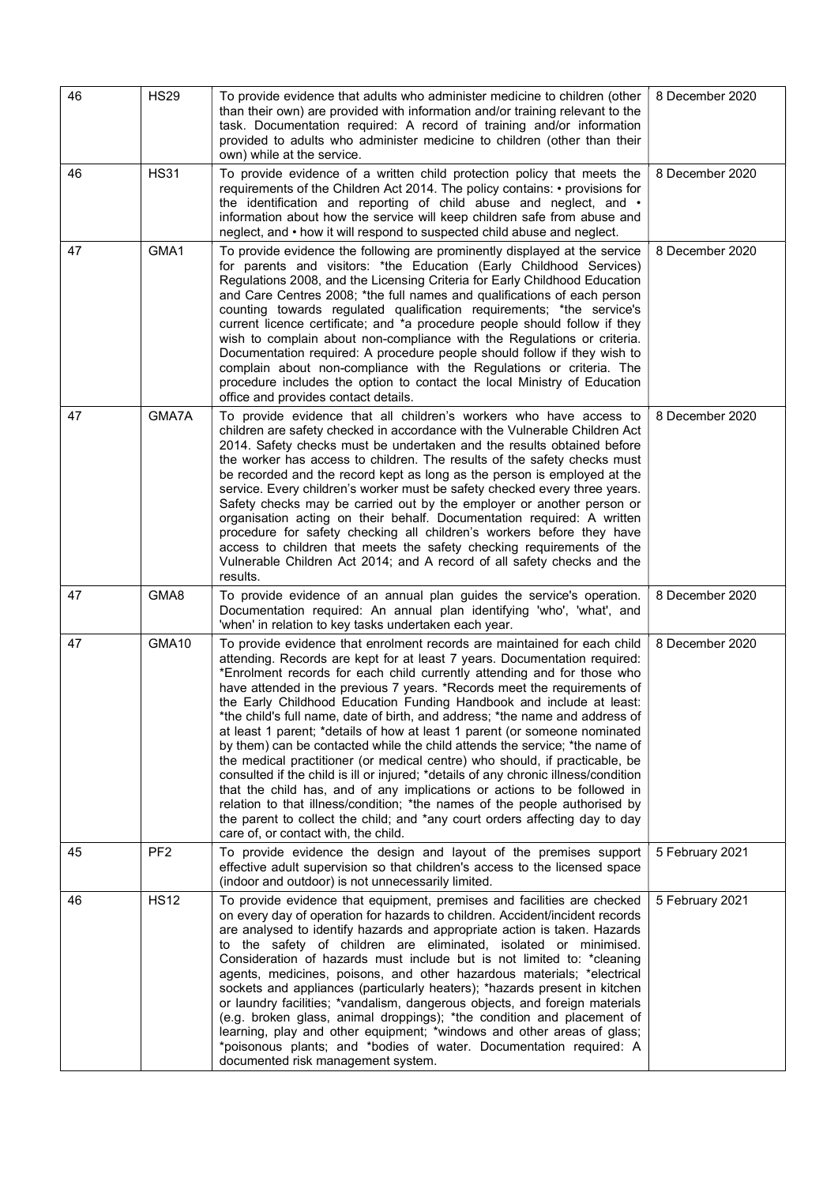| | | | |
|---|---|---|---|
| 46 | HS29 | To provide evidence that adults who administer medicine to children (other than their own) are provided with information and/or training relevant to the task. Documentation required: A record of training and/or information provided to adults who administer medicine to children (other than their own) while at the service. | 8 December 2020 |
| 46 | HS31 | To provide evidence of a written child protection policy that meets the requirements of the Children Act 2014. The policy contains: • provisions for the identification and reporting of child abuse and neglect, and • information about how the service will keep children safe from abuse and neglect, and • how it will respond to suspected child abuse and neglect. | 8 December 2020 |
| 47 | GMA1 | To provide evidence the following are prominently displayed at the service for parents and visitors: *the Education (Early Childhood Services) Regulations 2008, and the Licensing Criteria for Early Childhood Education and Care Centres 2008; *the full names and qualifications of each person counting towards regulated qualification requirements; *the service's current licence certificate; and *a procedure people should follow if they wish to complain about non-compliance with the Regulations or criteria. Documentation required: A procedure people should follow if they wish to complain about non-compliance with the Regulations or criteria. The procedure includes the option to contact the local Ministry of Education office and provides contact details. | 8 December 2020 |
| 47 | GMA7A | To provide evidence that all children's workers who have access to children are safety checked in accordance with the Vulnerable Children Act 2014. Safety checks must be undertaken and the results obtained before the worker has access to children. The results of the safety checks must be recorded and the record kept as long as the person is employed at the service. Every children's worker must be safety checked every three years. Safety checks may be carried out by the employer or another person or organisation acting on their behalf. Documentation required: A written procedure for safety checking all children's workers before they have access to children that meets the safety checking requirements of the Vulnerable Children Act 2014; and A record of all safety checks and the results. | 8 December 2020 |
| 47 | GMA8 | To provide evidence of an annual plan guides the service's operation. Documentation required: An annual plan identifying 'who', 'what', and 'when' in relation to key tasks undertaken each year. | 8 December 2020 |
| 47 | GMA10 | To provide evidence that enrolment records are maintained for each child attending. Records are kept for at least 7 years. Documentation required: *Enrolment records for each child currently attending and for those who have attended in the previous 7 years. *Records meet the requirements of the Early Childhood Education Funding Handbook and include at least: *the child's full name, date of birth, and address; *the name and address of at least 1 parent; *details of how at least 1 parent (or someone nominated by them) can be contacted while the child attends the service; *the name of the medical practitioner (or medical centre) who should, if practicable, be consulted if the child is ill or injured; *details of any chronic illness/condition that the child has, and of any implications or actions to be followed in relation to that illness/condition; *the names of the people authorised by the parent to collect the child; and *any court orders affecting day to day care of, or contact with, the child. | 8 December 2020 |
| 45 | PF2 | To provide evidence the design and layout of the premises support effective adult supervision so that children's access to the licensed space (indoor and outdoor) is not unnecessarily limited. | 5 February 2021 |
| 46 | HS12 | To provide evidence that equipment, premises and facilities are checked on every day of operation for hazards to children. Accident/incident records are analysed to identify hazards and appropriate action is taken. Hazards to the safety of children are eliminated, isolated or minimised. Consideration of hazards must include but is not limited to: *cleaning agents, medicines, poisons, and other hazardous materials; *electrical sockets and appliances (particularly heaters); *hazards present in kitchen or laundry facilities; *vandalism, dangerous objects, and foreign materials (e.g. broken glass, animal droppings); *the condition and placement of learning, play and other equipment; *windows and other areas of glass; *poisonous plants; and *bodies of water. Documentation required: A documented risk management system. | 5 February 2021 |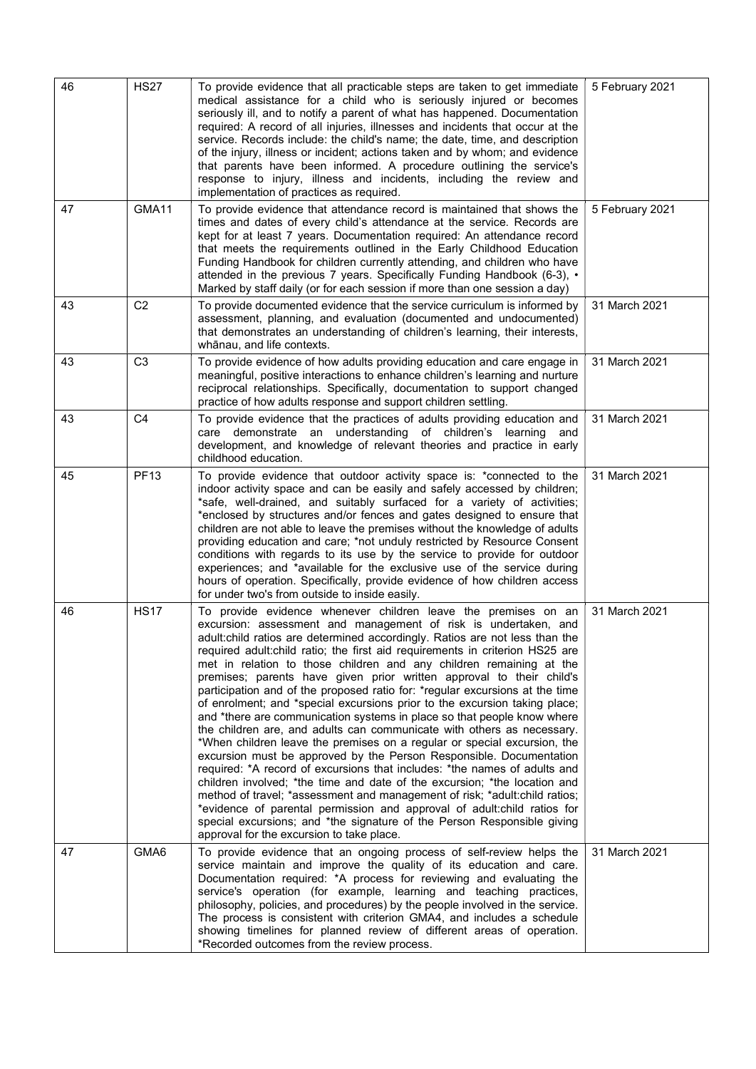| | | | |
|---|---|---|---|
| 46 | HS27 | To provide evidence that all practicable steps are taken to get immediate medical assistance for a child who is seriously injured or becomes seriously ill, and to notify a parent of what has happened. Documentation required: A record of all injuries, illnesses and incidents that occur at the service. Records include: the child's name; the date, time, and description of the injury, illness or incident; actions taken and by whom; and evidence that parents have been informed. A procedure outlining the service's response to injury, illness and incidents, including the review and implementation of practices as required. | 5 February 2021 |
| 47 | GMA11 | To provide evidence that attendance record is maintained that shows the times and dates of every child's attendance at the service. Records are kept for at least 7 years. Documentation required: An attendance record that meets the requirements outlined in the Early Childhood Education Funding Handbook for children currently attending, and children who have attended in the previous 7 years. Specifically Funding Handbook (6-3), • Marked by staff daily (or for each session if more than one session a day) | 5 February 2021 |
| 43 | C2 | To provide documented evidence that the service curriculum is informed by assessment, planning, and evaluation (documented and undocumented) that demonstrates an understanding of children's learning, their interests, whānau, and life contexts. | 31 March 2021 |
| 43 | C3 | To provide evidence of how adults providing education and care engage in meaningful, positive interactions to enhance children's learning and nurture reciprocal relationships. Specifically, documentation to support changed practice of how adults response and support children settling. | 31 March 2021 |
| 43 | C4 | To provide evidence that the practices of adults providing education and care demonstrate an understanding of children's learning and development, and knowledge of relevant theories and practice in early childhood education. | 31 March 2021 |
| 45 | PF13 | To provide evidence that outdoor activity space is: *connected to the indoor activity space and can be easily and safely accessed by children; *safe, well-drained, and suitably surfaced for a variety of activities; *enclosed by structures and/or fences and gates designed to ensure that children are not able to leave the premises without the knowledge of adults providing education and care; *not unduly restricted by Resource Consent conditions with regards to its use by the service to provide for outdoor experiences; and *available for the exclusive use of the service during hours of operation. Specifically, provide evidence of how children access for under two's from outside to inside easily. | 31 March 2021 |
| 46 | HS17 | To provide evidence whenever children leave the premises on an excursion: assessment and management of risk is undertaken, and adult:child ratios are determined accordingly. Ratios are not less than the required adult:child ratio; the first aid requirements in criterion HS25 are met in relation to those children and any children remaining at the premises; parents have given prior written approval to their child's participation and of the proposed ratio for: *regular excursions at the time of enrolment; and *special excursions prior to the excursion taking place; and *there are communication systems in place so that people know where the children are, and adults can communicate with others as necessary. *When children leave the premises on a regular or special excursion, the excursion must be approved by the Person Responsible. Documentation required: *A record of excursions that includes: *the names of adults and children involved; *the time and date of the excursion; *the location and method of travel; *assessment and management of risk; *adult:child ratios; *evidence of parental permission and approval of adult:child ratios for special excursions; and *the signature of the Person Responsible giving approval for the excursion to take place. | 31 March 2021 |
| 47 | GMA6 | To provide evidence that an ongoing process of self-review helps the service maintain and improve the quality of its education and care. Documentation required: *A process for reviewing and evaluating the service's operation (for example, learning and teaching practices, philosophy, policies, and procedures) by the people involved in the service. The process is consistent with criterion GMA4, and includes a schedule showing timelines for planned review of different areas of operation. *Recorded outcomes from the review process. | 31 March 2021 |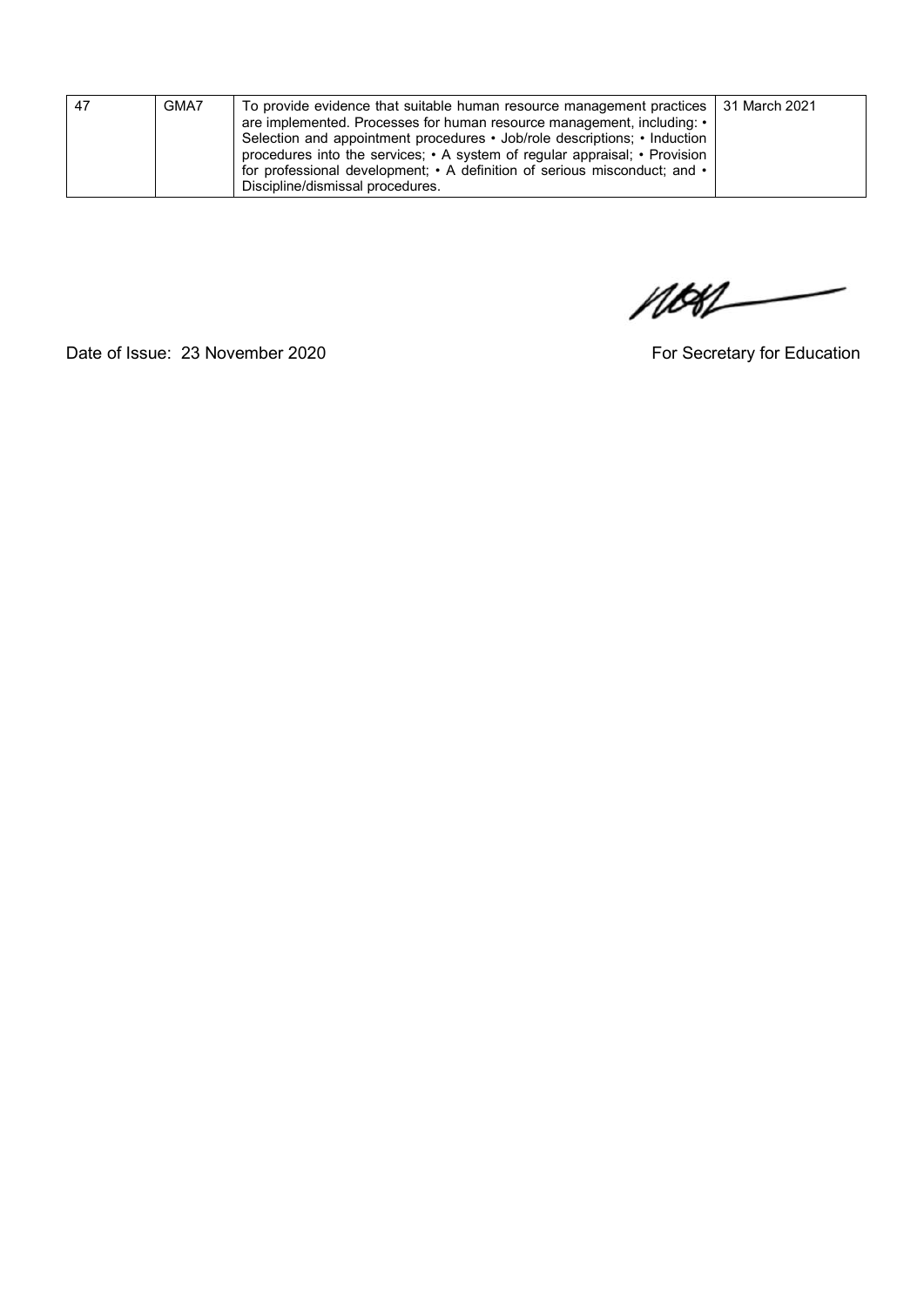| | | | |
|---|---|---|---|
| 47 | GMA7 | To provide evidence that suitable human resource management practices are implemented. Processes for human resource management, including: • Selection and appointment procedures • Job/role descriptions; • Induction procedures into the services; • A system of regular appraisal; • Provision for professional development; • A definition of serious misconduct; and • Discipline/dismissal procedures. | 31 March 2021 |

Date of Issue: 23 November 2020

For Secretary for Education